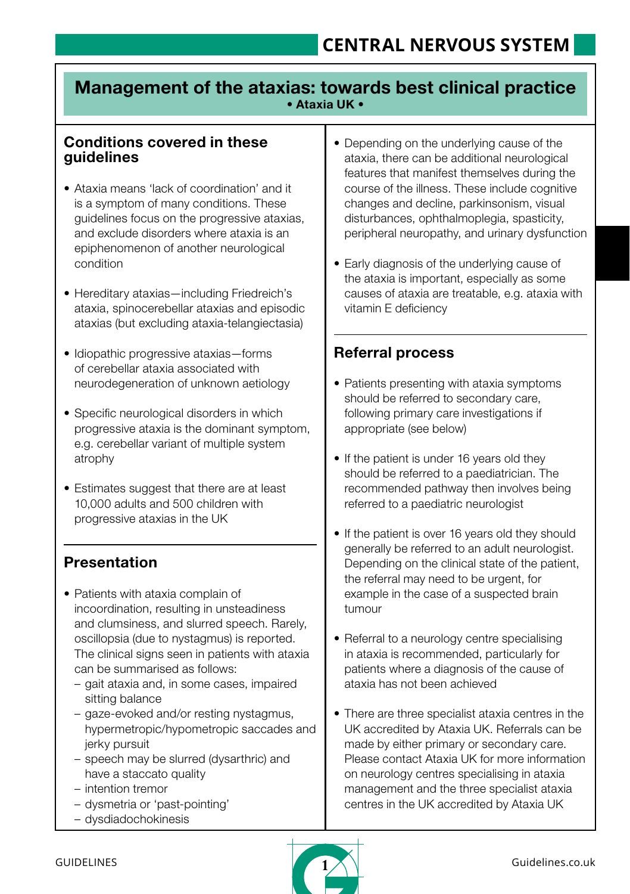# Management of the ataxias: towards best clinical practice

**• Ataxia UK •**

## Conditions covered in these guidelines

- Ataxia means 'lack of coordination' and it is a symptom of many conditions. These guidelines focus on the progressive ataxias, and exclude disorders where ataxia is an epiphenomenon of another neurological condition
- Hereditary ataxias—including Friedreich's ataxia, spinocerebellar ataxias and episodic ataxias (but excluding ataxia-telangiectasia)
- Idiopathic progressive ataxias—forms of cerebellar ataxia associated with neurodegeneration of unknown aetiology
- Specific neurological disorders in which progressive ataxia is the dominant symptom, e.g. cerebellar variant of multiple system atrophy
- Estimates suggest that there are at least 10,000 adults and 500 children with progressive ataxias in the UK

## Presentation

- Patients with ataxia complain of incoordination, resulting in unsteadiness and clumsiness, and slurred speech. Rarely, oscillopsia (due to nystagmus) is reported. The clinical signs seen in patients with ataxia can be summarised as follows:
  - gait ataxia and, in some cases, impaired sitting balance
  - gaze-evoked and/or resting nystagmus, hypermetropic/hypometropic saccades and jerky pursuit
  - speech may be slurred (dysarthric) and have a staccato quality
  - intention tremor
  - dysmetria or 'past-pointing'
  - dysdiadochokinesis
- Depending on the underlying cause of the ataxia, there can be additional neurological features that manifest themselves during the course of the illness. These include cognitive changes and decline, parkinsonism, visual disturbances, ophthalmoplegia, spasticity, peripheral neuropathy, and urinary dysfunction
- Early diagnosis of the underlying cause of the ataxia is important, especially as some causes of ataxia are treatable, e.g. ataxia with vitamin E deficiency

## Referral process

- Patients presenting with ataxia symptoms should be referred to secondary care, following primary care investigations if appropriate (see below)
- If the patient is under 16 years old they should be referred to a paediatrician. The recommended pathway then involves being referred to a paediatric neurologist
- If the patient is over 16 years old they should generally be referred to an adult neurologist. Depending on the clinical state of the patient, the referral may need to be urgent, for example in the case of a suspected brain tumour
- Referral to a neurology centre specialising in ataxia is recommended, particularly for patients where a diagnosis of the cause of ataxia has not been achieved
- There are three specialist ataxia centres in the UK accredited by Ataxia UK. Referrals can be made by either primary or secondary care. Please contact Ataxia UK for more information on neurology centres specialising in ataxia management and the three specialist ataxia centres in the UK accredited by Ataxia UK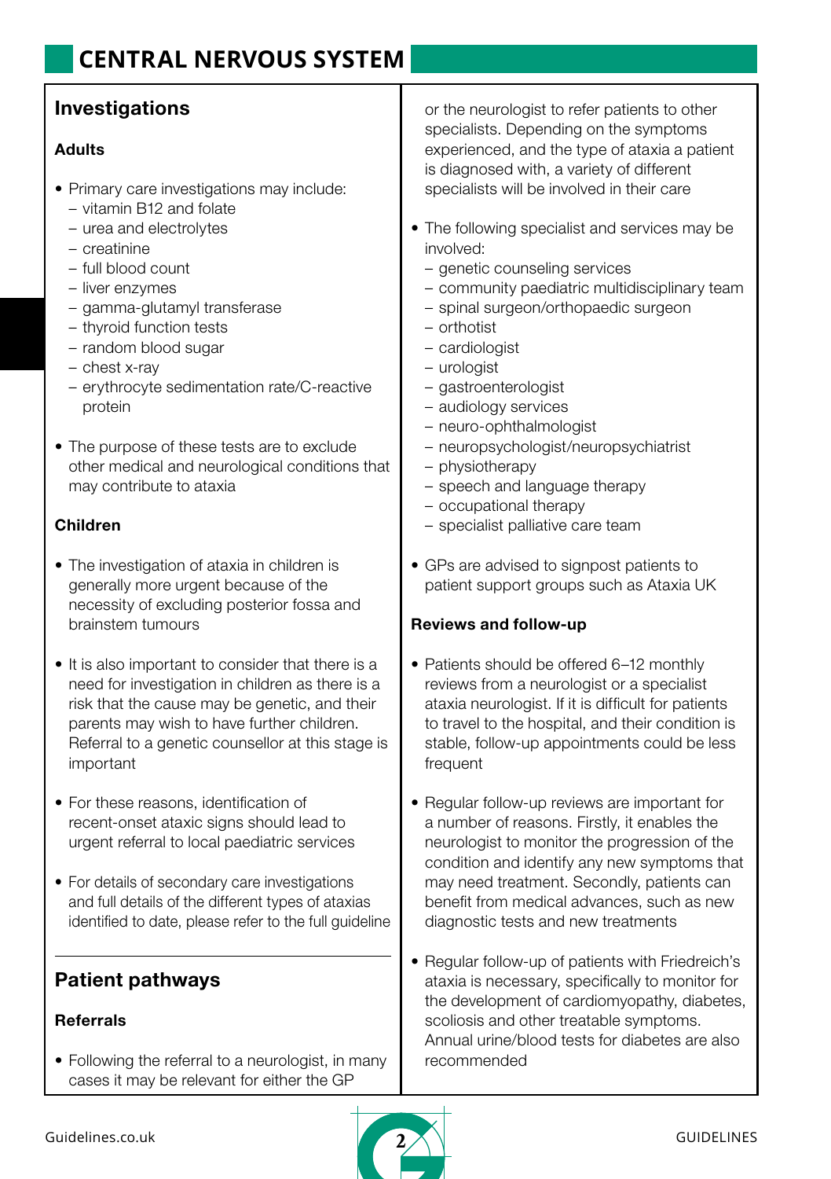# CENTRAL NERVOUS SYSTEM

## Investigations

### Adults

- Primary care investigations may include:
  - vitamin B12 and folate
  - urea and electrolytes
  - creatinine
  - full blood count
  - liver enzymes
  - gamma-glutamyl transferase
  - thyroid function tests
  - random blood sugar
  - chest x-ray
  - erythrocyte sedimentation rate/C-reactive protein
- The purpose of these tests are to exclude other medical and neurological conditions that may contribute to ataxia

### Children

- The investigation of ataxia in children is generally more urgent because of the necessity of excluding posterior fossa and brainstem tumours
- It is also important to consider that there is a need for investigation in children as there is a risk that the cause may be genetic, and their parents may wish to have further children. Referral to a genetic counsellor at this stage is important
- For these reasons, identification of recent-onset ataxic signs should lead to urgent referral to local paediatric services
- For details of secondary care investigations and full details of the different types of ataxias identified to date, please refer to the full guideline

## Patient pathways

### Referrals

- Following the referral to a neurologist, in many cases it may be relevant for either the GP or the neurologist to refer patients to other specialists. Depending on the symptoms experienced, and the type of ataxia a patient is diagnosed with, a variety of different specialists will be involved in their care
- The following specialist and services may be involved:
  - genetic counseling services
  - community paediatric multidisciplinary team
  - spinal surgeon/orthopaedic surgeon
  - orthotist
  - cardiologist
  - urologist
  - gastroenterologist
  - audiology services
  - neuro-ophthalmologist
  - neuropsychologist/neuropsychiatrist
  - physiotherapy
  - speech and language therapy
  - occupational therapy
  - specialist palliative care team
- GPs are advised to signpost patients to patient support groups such as Ataxia UK

### Reviews and follow-up

- Patients should be offered 6–12 monthly reviews from a neurologist or a specialist ataxia neurologist. If it is difficult for patients to travel to the hospital, and their condition is stable, follow-up appointments could be less frequent
- Regular follow-up reviews are important for a number of reasons. Firstly, it enables the neurologist to monitor the progression of the condition and identify any new symptoms that may need treatment. Secondly, patients can benefit from medical advances, such as new diagnostic tests and new treatments
- Regular follow-up of patients with Friedreich's ataxia is necessary, specifically to monitor for the development of cardiomyopathy, diabetes, scoliosis and other treatable symptoms. Annual urine/blood tests for diabetes are also recommended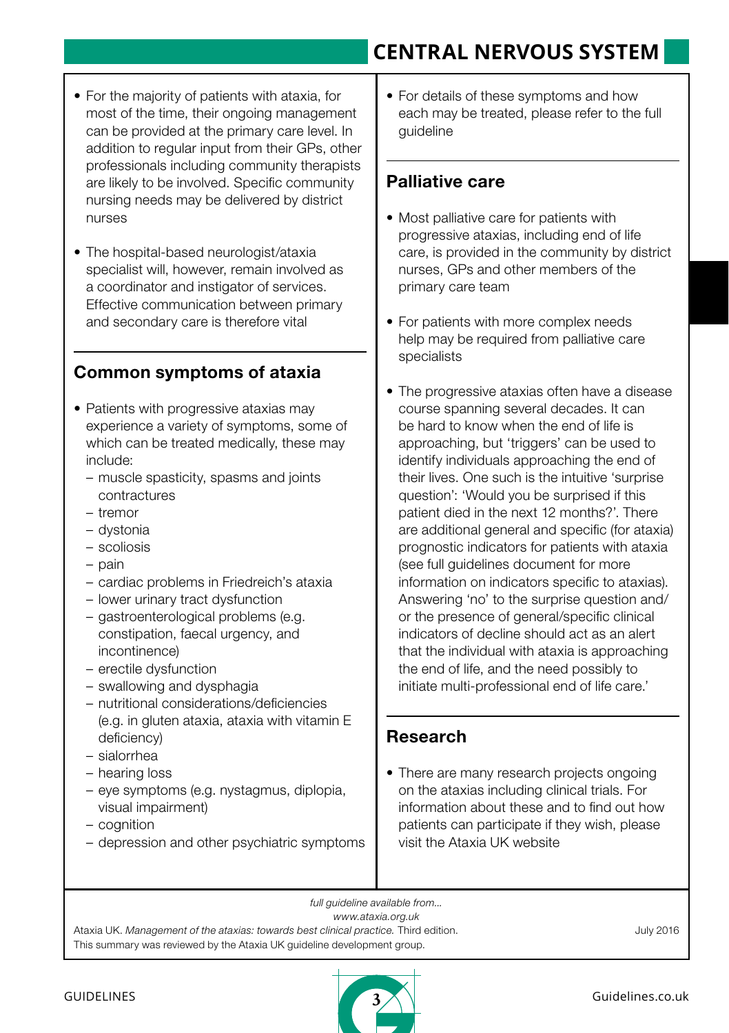- For the majority of patients with ataxia, for most of the time, their ongoing management can be provided at the primary care level. In addition to regular input from their GPs, other professionals including community therapists are likely to be involved. Specific community nursing needs may be delivered by district nurses
- The hospital-based neurologist/ataxia specialist will, however, remain involved as a coordinator and instigator of services. Effective communication between primary and secondary care is therefore vital

## Common symptoms of ataxia

- Patients with progressive ataxias may experience a variety of symptoms, some of which can be treated medically, these may include:
  - muscle spasticity, spasms and joints contractures
  - tremor
  - dystonia
  - scoliosis
  - pain
  - cardiac problems in Friedreich's ataxia
  - lower urinary tract dysfunction
  - gastroenterological problems (e.g. constipation, faecal urgency, and incontinence)
  - erectile dysfunction
  - swallowing and dysphagia
  - nutritional considerations/deficiencies (e.g. in gluten ataxia, ataxia with vitamin E deficiency)
  - sialorrhea
  - hearing loss
  - eye symptoms (e.g. nystagmus, diplopia, visual impairment)
  - cognition
  - depression and other psychiatric symptoms
- For details of these symptoms and how each may be treated, please refer to the full guideline

## Palliative care

- Most palliative care for patients with progressive ataxias, including end of life care, is provided in the community by district nurses, GPs and other members of the primary care team
- For patients with more complex needs help may be required from palliative care specialists
- The progressive ataxias often have a disease course spanning several decades. It can be hard to know when the end of life is approaching, but 'triggers' can be used to identify individuals approaching the end of their lives. One such is the intuitive 'surprise question': 'Would you be surprised if this patient died in the next 12 months?'. There are additional general and specific (for ataxia) prognostic indicators for patients with ataxia (see full guidelines document for more information on indicators specific to ataxias). Answering 'no' to the surprise question and/or the presence of general/specific clinical indicators of decline should act as an alert that the individual with ataxia is approaching the end of life, and the need possibly to initiate multi-professional end of life care.'

## Research

- There are many research projects ongoing on the ataxias including clinical trials. For information about these and to find out how patients can participate if they wish, please visit the Ataxia UK website

*full guideline available from...*
*www.ataxia.org.uk*

Ataxia UK. *Management of the ataxias: towards best clinical practice.* Third edition. July 2016

This summary was reviewed by the Ataxia UK guideline development group.